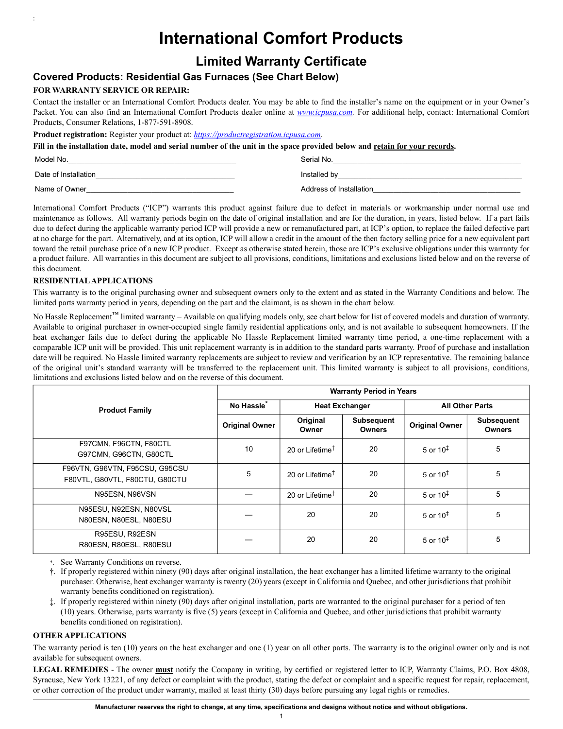# International Comfort Products

## Limited Warranty Certificate

### Covered Products: Residential Gas Furnaces (See Chart Below)

**FOR WARRANTY SERVICE OR REPAIR:**

Contact the installer or an International Comfort Products dealer. You may be able to find the installer's name on the equipment or in your Owner's Packet. You can also find an International Comfort Products dealer online at *www.icpusa.com*. For additional help, contact: International Comfort Products, Consumer Relations, 1-877-591-8908.

**Product registration:** Register your product at: *https://productregistration.icpusa.com*.

**Fill in the installation date, model and serial number of the unit in the space provided below and retain for your records.**

Model No.\_\_\_\_\_\_\_\_\_\_\_\_\_\_\_\_\_\_\_\_\_\_\_\_\_\_\_\_\_\_\_\_\_\_ Serial No.\_\_\_\_\_\_\_\_\_\_\_\_\_\_\_\_\_\_\_\_\_\_\_\_\_\_\_\_\_\_\_\_\_\_

Date of Installation\_\_\_\_\_\_\_\_\_\_\_\_\_\_\_\_\_\_\_\_\_\_\_\_\_\_\_\_ Installed by\_\_\_\_\_\_\_\_\_\_\_\_\_\_\_\_\_\_\_\_\_\_\_\_\_\_\_\_\_\_\_\_\_\_

Name of Owner\_\_\_\_\_\_\_\_\_\_\_\_\_\_\_\_\_\_\_\_\_\_\_\_\_\_\_\_ Address of Installation\_\_\_\_\_\_\_\_\_\_\_\_\_\_\_\_\_\_\_\_\_\_\_\_\_\_\_\_

International Comfort Products ("ICP") warrants this product against failure due to defect in materials or workmanship under normal use and maintenance as follows. All warranty periods begin on the date of original installation and are for the duration, in years, listed below. If a part fails due to defect during the applicable warranty period ICP will provide a new or remanufactured part, at ICP's option, to replace the failed defective part at no charge for the part. Alternatively, and at its option, ICP will allow a credit in the amount of the then factory selling price for a new equivalent part toward the retail purchase price of a new ICP product. Except as otherwise stated herein, those are ICP's exclusive obligations under this warranty for a product failure. All warranties in this document are subject to all provisions, conditions, limitations and exclusions listed below and on the reverse of this document.

**RESIDENTIAL APPLICATIONS**

This warranty is to the original purchasing owner and subsequent owners only to the extent and as stated in the Warranty Conditions and below. The limited parts warranty period in years, depending on the part and the claimant, is as shown in the chart below.

No Hassle Replacement™ limited warranty – Available on qualifying models only, see chart below for list of covered models and duration of warranty. Available to original purchaser in owner-occupied single family residential applications only, and is not available to subsequent homeowners. If the heat exchanger fails due to defect during the applicable No Hassle Replacement limited warranty time period, a one-time replacement with a comparable ICP unit will be provided. This unit replacement warranty is in addition to the standard parts warranty. Proof of purchase and installation date will be required. No Hassle limited warranty replacements are subject to review and verification by an ICP representative. The remaining balance of the original unit's standard warranty will be transferred to the replacement unit. This limited warranty is subject to all provisions, conditions, limitations and exclusions listed below and on the reverse of this document.

| Product Family | Warranty Period in Years | | | | |
|---|---|---|---|---|---|
| | No Hassle* | Heat Exchanger | | All Other Parts | |
| | Original Owner | Original Owner | Subsequent Owners | Original Owner | Subsequent Owners |
| F97CMN, F96CTN, F80CTL G97CMN, G96CTN, G80CTL | 10 | 20 or Lifetime† | 20 | 5 or 10‡ | 5 |
| F96VTN, G96VTN, F95CSU, G95CSU F80VTL, G80VTL, F80CTU, G80CTU | 5 | 20 or Lifetime† | 20 | 5 or 10‡ | 5 |
| N95ESN, N96VSN | — | 20 or Lifetime† | 20 | 5 or 10‡ | 5 |
| N95ESU, N92ESN, N80VSL N80ESN, N80ESL, N80ESU | — | 20 | 20 | 5 or 10‡ | 5 |
| R95ESU, R92ESN R80ESN, R80ESL, R80ESU | — | 20 | 20 | 5 or 10‡ | 5 |

*. See Warranty Conditions on reverse.

†. If properly registered within ninety (90) days after original installation, the heat exchanger has a limited lifetime warranty to the original purchaser. Otherwise, heat exchanger warranty is twenty (20) years (except in California and Quebec, and other jurisdictions that prohibit warranty benefits conditioned on registration).

‡. If properly registered within ninety (90) days after original installation, parts are warranted to the original purchaser for a period of ten (10) years. Otherwise, parts warranty is five (5) years (except in California and Quebec, and other jurisdictions that prohibit warranty benefits conditioned on registration).

**OTHER APPLICATIONS**

The warranty period is ten (10) years on the heat exchanger and one (1) year on all other parts. The warranty is to the original owner only and is not available for subsequent owners.

**LEGAL REMEDIES** - The owner **must** notify the Company in writing, by certified or registered letter to ICP, Warranty Claims, P.O. Box 4808, Syracuse, New York 13221, of any defect or complaint with the product, stating the defect or complaint and a specific request for repair, replacement, or other correction of the product under warranty, mailed at least thirty (30) days before pursuing any legal rights or remedies.

**Manufacturer reserves the right to change, at any time, specifications and designs without notice and without obligations.**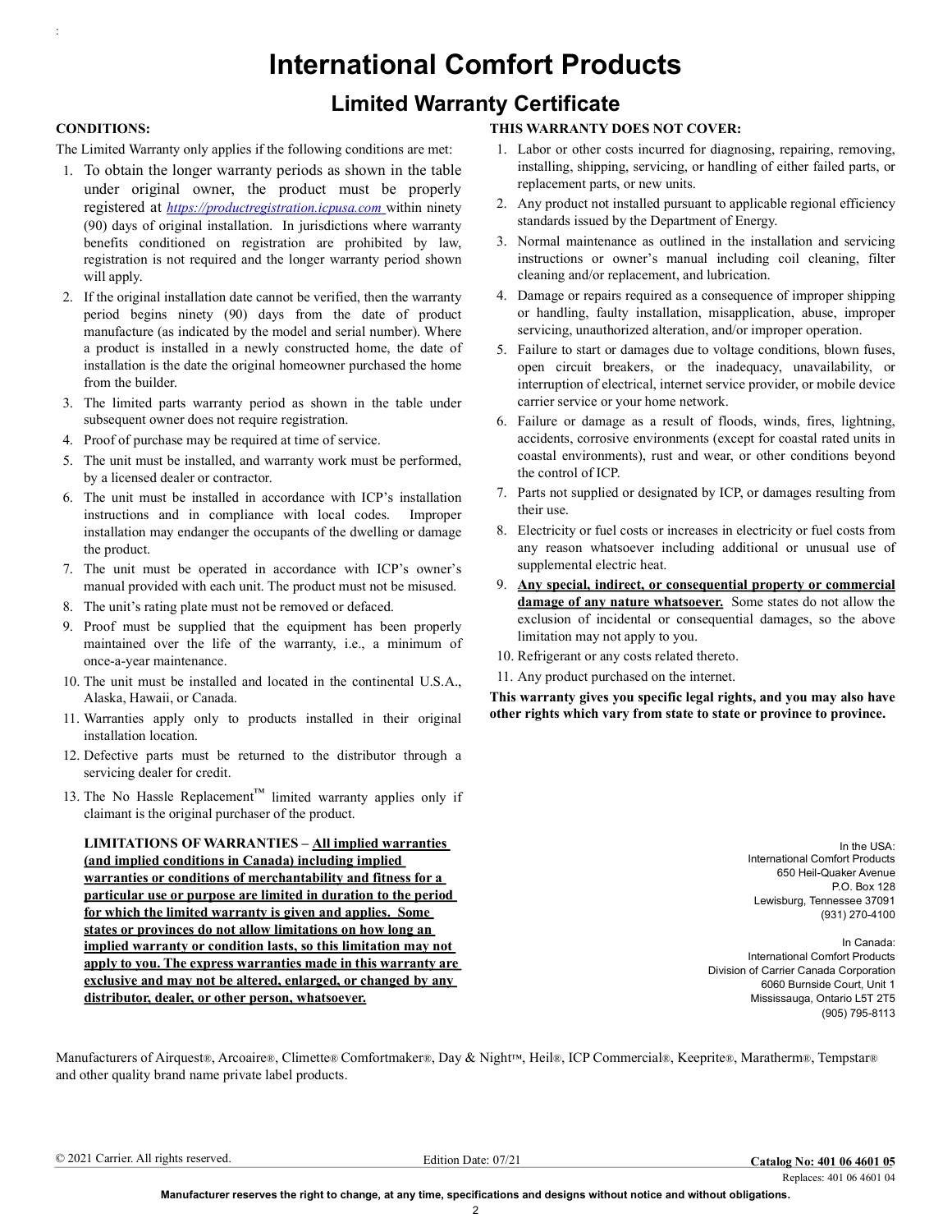# International Comfort Products

## Limited Warranty Certificate

**CONDITIONS:**

The Limited Warranty only applies if the following conditions are met:

1. To obtain the longer warranty periods as shown in the table under original owner, the product must be properly registered at *https://productregistration.icpusa.com* within ninety (90) days of original installation. In jurisdictions where warranty benefits conditioned on registration are prohibited by law, registration is not required and the longer warranty period shown will apply.
2. If the original installation date cannot be verified, then the warranty period begins ninety (90) days from the date of product manufacture (as indicated by the model and serial number). Where a product is installed in a newly constructed home, the date of installation is the date the original homeowner purchased the home from the builder.
3. The limited parts warranty period as shown in the table under subsequent owner does not require registration.
4. Proof of purchase may be required at time of service.
5. The unit must be installed, and warranty work must be performed, by a licensed dealer or contractor.
6. The unit must be installed in accordance with ICP's installation instructions and in compliance with local codes. Improper installation may endanger the occupants of the dwelling or damage the product.
7. The unit must be operated in accordance with ICP's owner's manual provided with each unit. The product must not be misused.
8. The unit's rating plate must not be removed or defaced.
9. Proof must be supplied that the equipment has been properly maintained over the life of the warranty, i.e., a minimum of once-a-year maintenance.
10. The unit must be installed and located in the continental U.S.A., Alaska, Hawaii, or Canada.
11. Warranties apply only to products installed in their original installation location.
12. Defective parts must be returned to the distributor through a servicing dealer for credit.
13. The No Hassle Replacement™ limited warranty applies only if claimant is the original purchaser of the product.

**LIMITATIONS OF WARRANTIES – All implied warranties (and implied conditions in Canada) including implied warranties or conditions of merchantability and fitness for a particular use or purpose are limited in duration to the period for which the limited warranty is given and applies. Some states or provinces do not allow limitations on how long an implied warranty or condition lasts, so this limitation may not apply to you. The express warranties made in this warranty are exclusive and may not be altered, enlarged, or changed by any distributor, dealer, or other person, whatsoever.**

**THIS WARRANTY DOES NOT COVER:**

1. Labor or other costs incurred for diagnosing, repairing, removing, installing, shipping, servicing, or handling of either failed parts, or replacement parts, or new units.
2. Any product not installed pursuant to applicable regional efficiency standards issued by the Department of Energy.
3. Normal maintenance as outlined in the installation and servicing instructions or owner's manual including coil cleaning, filter cleaning and/or replacement, and lubrication.
4. Damage or repairs required as a consequence of improper shipping or handling, faulty installation, misapplication, abuse, improper servicing, unauthorized alteration, and/or improper operation.
5. Failure to start or damages due to voltage conditions, blown fuses, open circuit breakers, or the inadequacy, unavailability, or interruption of electrical, internet service provider, or mobile device carrier service or your home network.
6. Failure or damage as a result of floods, winds, fires, lightning, accidents, corrosive environments (except for coastal rated units in coastal environments), rust and wear, or other conditions beyond the control of ICP.
7. Parts not supplied or designated by ICP, or damages resulting from their use.
8. Electricity or fuel costs or increases in electricity or fuel costs from any reason whatsoever including additional or unusual use of supplemental electric heat.
9. **Any special, indirect, or consequential property or commercial damage of any nature whatsoever.** Some states do not allow the exclusion of incidental or consequential damages, so the above limitation may not apply to you.
10. Refrigerant or any costs related thereto.
11. Any product purchased on the internet.

**This warranty gives you specific legal rights, and you may also have other rights which vary from state to state or province to province.**

In the USA:
International Comfort Products
650 Heil-Quaker Avenue
P.O. Box 128
Lewisburg, Tennessee 37091
(931) 270-4100

In Canada:
International Comfort Products
Division of Carrier Canada Corporation
6060 Burnside Court, Unit 1
Mississauga, Ontario L5T 2T5
(905) 795-8113

Manufacturers of Airquest®, Arcoaire®, Climette® Comfortmaker®, Day & Night™, Heil®, ICP Commercial®, Keeprite®, Maratherm®, Tempstar® and other quality brand name private label products.

© 2021 Carrier. All rights reserved. Edition Date: 07/21 **Catalog No: 401 06 4601 05**

Replaces: 401 06 4601 04

**Manufacturer reserves the right to change, at any time, specifications and designs without notice and without obligations.**